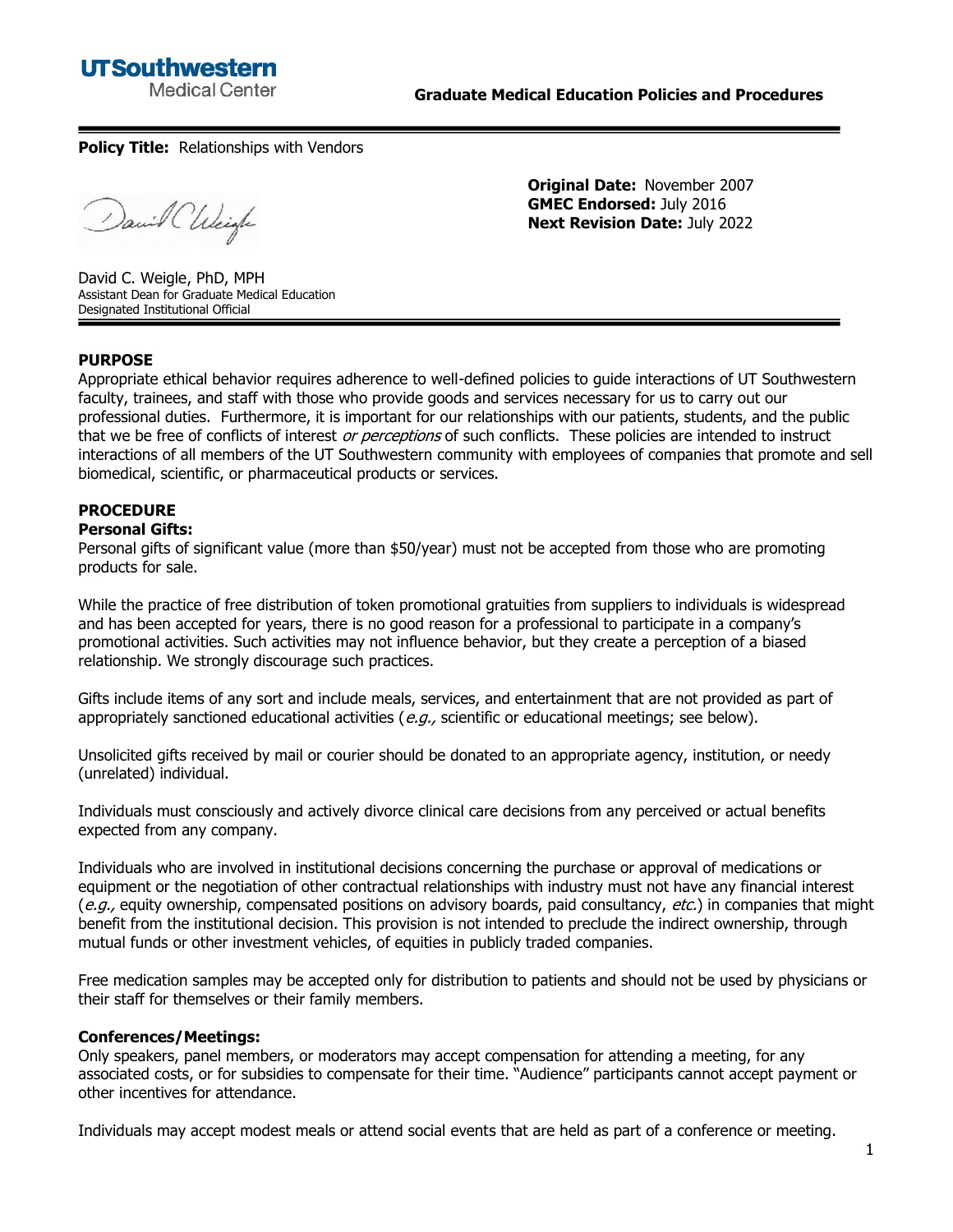UTSouthwestern Medical Center

**Graduate Medical Education Policies and Procedures**

**Policy Title:** Relationships with Vendors

**Original Date:** November 2007
**GMEC Endorsed:** July 2016
**Next Revision Date:** July 2022

David C. Weigle, PhD, MPH
Assistant Dean for Graduate Medical Education
Designated Institutional Official

## PURPOSE

Appropriate ethical behavior requires adherence to well-defined policies to guide interactions of UT Southwestern faculty, trainees, and staff with those who provide goods and services necessary for us to carry out our professional duties. Furthermore, it is important for our relationships with our patients, students, and the public that we be free of conflicts of interest *or perceptions* of such conflicts. These policies are intended to instruct interactions of all members of the UT Southwestern community with employees of companies that promote and sell biomedical, scientific, or pharmaceutical products or services.

## PROCEDURE

### Personal Gifts:

Personal gifts of significant value (more than $50/year) must not be accepted from those who are promoting products for sale.

While the practice of free distribution of token promotional gratuities from suppliers to individuals is widespread and has been accepted for years, there is no good reason for a professional to participate in a company's promotional activities. Such activities may not influence behavior, but they create a perception of a biased relationship. We strongly discourage such practices.

Gifts include items of any sort and include meals, services, and entertainment that are not provided as part of appropriately sanctioned educational activities (*e.g.,* scientific or educational meetings; see below).

Unsolicited gifts received by mail or courier should be donated to an appropriate agency, institution, or needy (unrelated) individual.

Individuals must consciously and actively divorce clinical care decisions from any perceived or actual benefits expected from any company.

Individuals who are involved in institutional decisions concerning the purchase or approval of medications or equipment or the negotiation of other contractual relationships with industry must not have any financial interest (*e.g.,* equity ownership, compensated positions on advisory boards, paid consultancy, *etc.*) in companies that might benefit from the institutional decision. This provision is not intended to preclude the indirect ownership, through mutual funds or other investment vehicles, of equities in publicly traded companies.

Free medication samples may be accepted only for distribution to patients and should not be used by physicians or their staff for themselves or their family members.

### Conferences/Meetings:

Only speakers, panel members, or moderators may accept compensation for attending a meeting, for any associated costs, or for subsidies to compensate for their time. "Audience" participants cannot accept payment or other incentives for attendance.

Individuals may accept modest meals or attend social events that are held as part of a conference or meeting.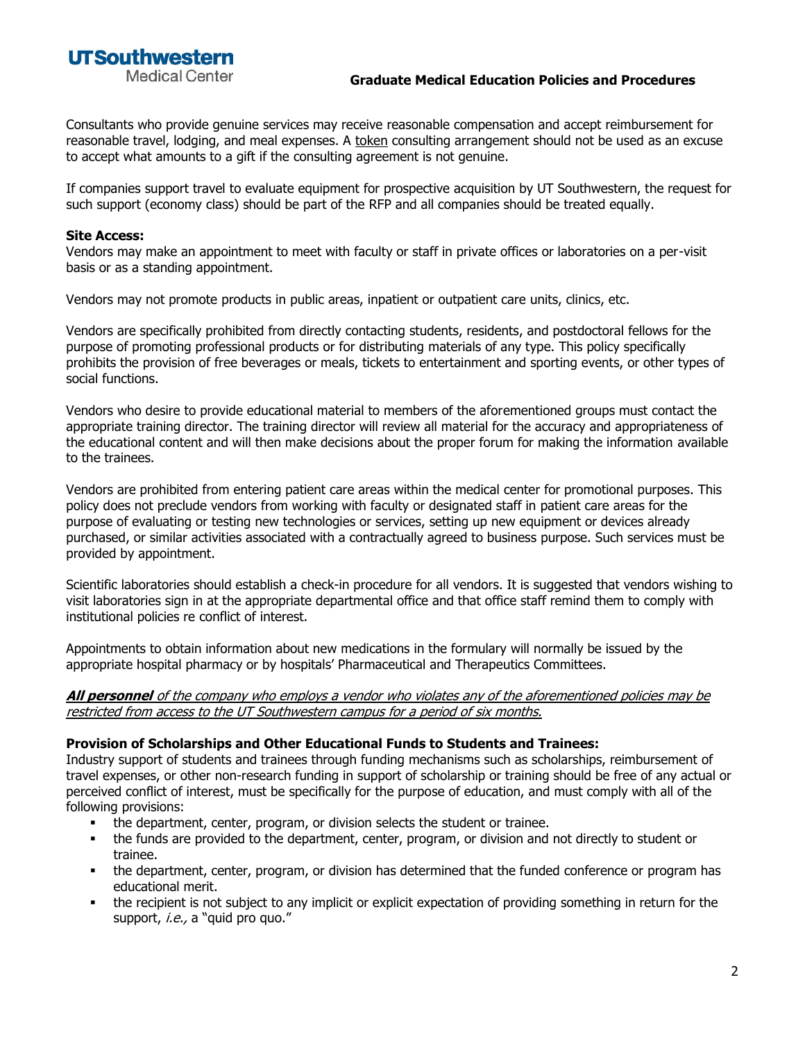Consultants who provide genuine services may receive reasonable compensation and accept reimbursement for reasonable travel, lodging, and meal expenses. A <u>token</u> consulting arrangement should not be used as an excuse to accept what amounts to a gift if the consulting agreement is not genuine.

If companies support travel to evaluate equipment for prospective acquisition by UT Southwestern, the request for such support (economy class) should be part of the RFP and all companies should be treated equally.

**Site Access:**
Vendors may make an appointment to meet with faculty or staff in private offices or laboratories on a per-visit basis or as a standing appointment.

Vendors may not promote products in public areas, inpatient or outpatient care units, clinics, etc.

Vendors are specifically prohibited from directly contacting students, residents, and postdoctoral fellows for the purpose of promoting professional products or for distributing materials of any type. This policy specifically prohibits the provision of free beverages or meals, tickets to entertainment and sporting events, or other types of social functions.

Vendors who desire to provide educational material to members of the aforementioned groups must contact the appropriate training director. The training director will review all material for the accuracy and appropriateness of the educational content and will then make decisions about the proper forum for making the information available to the trainees.

Vendors are prohibited from entering patient care areas within the medical center for promotional purposes. This policy does not preclude vendors from working with faculty or designated staff in patient care areas for the purpose of evaluating or testing new technologies or services, setting up new equipment or devices already purchased, or similar activities associated with a contractually agreed to business purpose. Such services must be provided by appointment.

Scientific laboratories should establish a check-in procedure for all vendors. It is suggested that vendors wishing to visit laboratories sign in at the appropriate departmental office and that office staff remind them to comply with institutional policies re conflict of interest.

Appointments to obtain information about new medications in the formulary will normally be issued by the appropriate hospital pharmacy or by hospitals' Pharmaceutical and Therapeutics Committees.

<u>***All personnel*** *of the company who employs a vendor who violates any of the aforementioned policies may be restricted from access to the UT Southwestern campus for a period of six months.*</u>

**Provision of Scholarships and Other Educational Funds to Students and Trainees:**
Industry support of students and trainees through funding mechanisms such as scholarships, reimbursement of travel expenses, or other non-research funding in support of scholarship or training should be free of any actual or perceived conflict of interest, must be specifically for the purpose of education, and must comply with all of the following provisions:

- the department, center, program, or division selects the student or trainee.
- the funds are provided to the department, center, program, or division and not directly to student or trainee.
- the department, center, program, or division has determined that the funded conference or program has educational merit.
- the recipient is not subject to any implicit or explicit expectation of providing something in return for the support, *i.e.,* a "quid pro quo."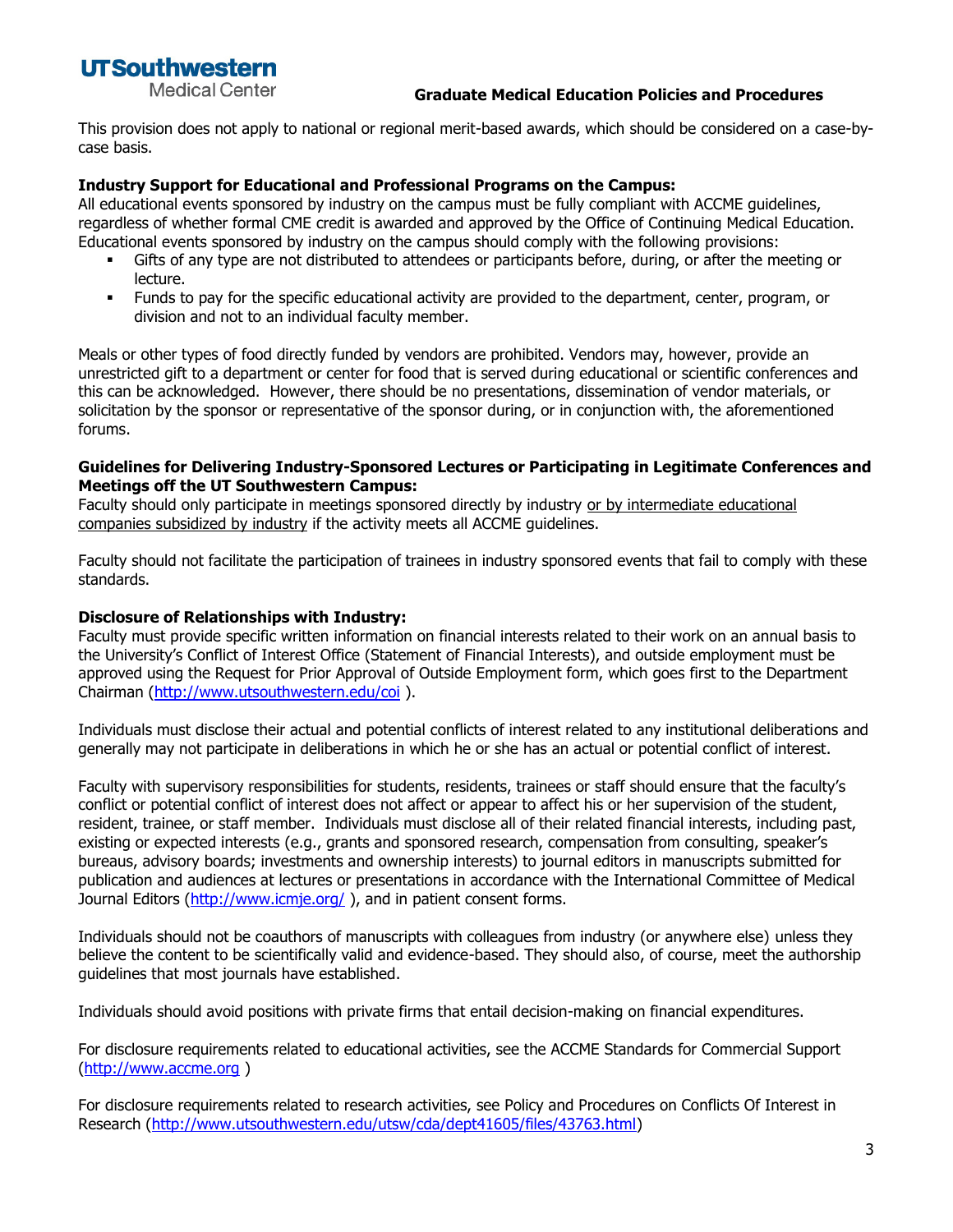This provision does not apply to national or regional merit-based awards, which should be considered on a case-by-case basis.

**Industry Support for Educational and Professional Programs on the Campus:**
All educational events sponsored by industry on the campus must be fully compliant with ACCME guidelines, regardless of whether formal CME credit is awarded and approved by the Office of Continuing Medical Education. Educational events sponsored by industry on the campus should comply with the following provisions:

- Gifts of any type are not distributed to attendees or participants before, during, or after the meeting or lecture.
- Funds to pay for the specific educational activity are provided to the department, center, program, or division and not to an individual faculty member.

Meals or other types of food directly funded by vendors are prohibited. Vendors may, however, provide an unrestricted gift to a department or center for food that is served during educational or scientific conferences and this can be acknowledged. However, there should be no presentations, dissemination of vendor materials, or solicitation by the sponsor or representative of the sponsor during, or in conjunction with, the aforementioned forums.

**Guidelines for Delivering Industry-Sponsored Lectures or Participating in Legitimate Conferences and Meetings off the UT Southwestern Campus:**
Faculty should only participate in meetings sponsored directly by industry or by intermediate educational companies subsidized by industry if the activity meets all ACCME guidelines.

Faculty should not facilitate the participation of trainees in industry sponsored events that fail to comply with these standards.

**Disclosure of Relationships with Industry:**
Faculty must provide specific written information on financial interests related to their work on an annual basis to the University's Conflict of Interest Office (Statement of Financial Interests), and outside employment must be approved using the Request for Prior Approval of Outside Employment form, which goes first to the Department Chairman (http://www.utsouthwestern.edu/coi ).

Individuals must disclose their actual and potential conflicts of interest related to any institutional deliberations and generally may not participate in deliberations in which he or she has an actual or potential conflict of interest.

Faculty with supervisory responsibilities for students, residents, trainees or staff should ensure that the faculty's conflict or potential conflict of interest does not affect or appear to affect his or her supervision of the student, resident, trainee, or staff member. Individuals must disclose all of their related financial interests, including past, existing or expected interests (e.g., grants and sponsored research, compensation from consulting, speaker's bureaus, advisory boards; investments and ownership interests) to journal editors in manuscripts submitted for publication and audiences at lectures or presentations in accordance with the International Committee of Medical Journal Editors (http://www.icmje.org/ ), and in patient consent forms.

Individuals should not be coauthors of manuscripts with colleagues from industry (or anywhere else) unless they believe the content to be scientifically valid and evidence-based. They should also, of course, meet the authorship guidelines that most journals have established.

Individuals should avoid positions with private firms that entail decision-making on financial expenditures.

For disclosure requirements related to educational activities, see the ACCME Standards for Commercial Support (http://www.accme.org )

For disclosure requirements related to research activities, see Policy and Procedures on Conflicts Of Interest in Research (http://www.utsouthwestern.edu/utsw/cda/dept41605/files/43763.html)